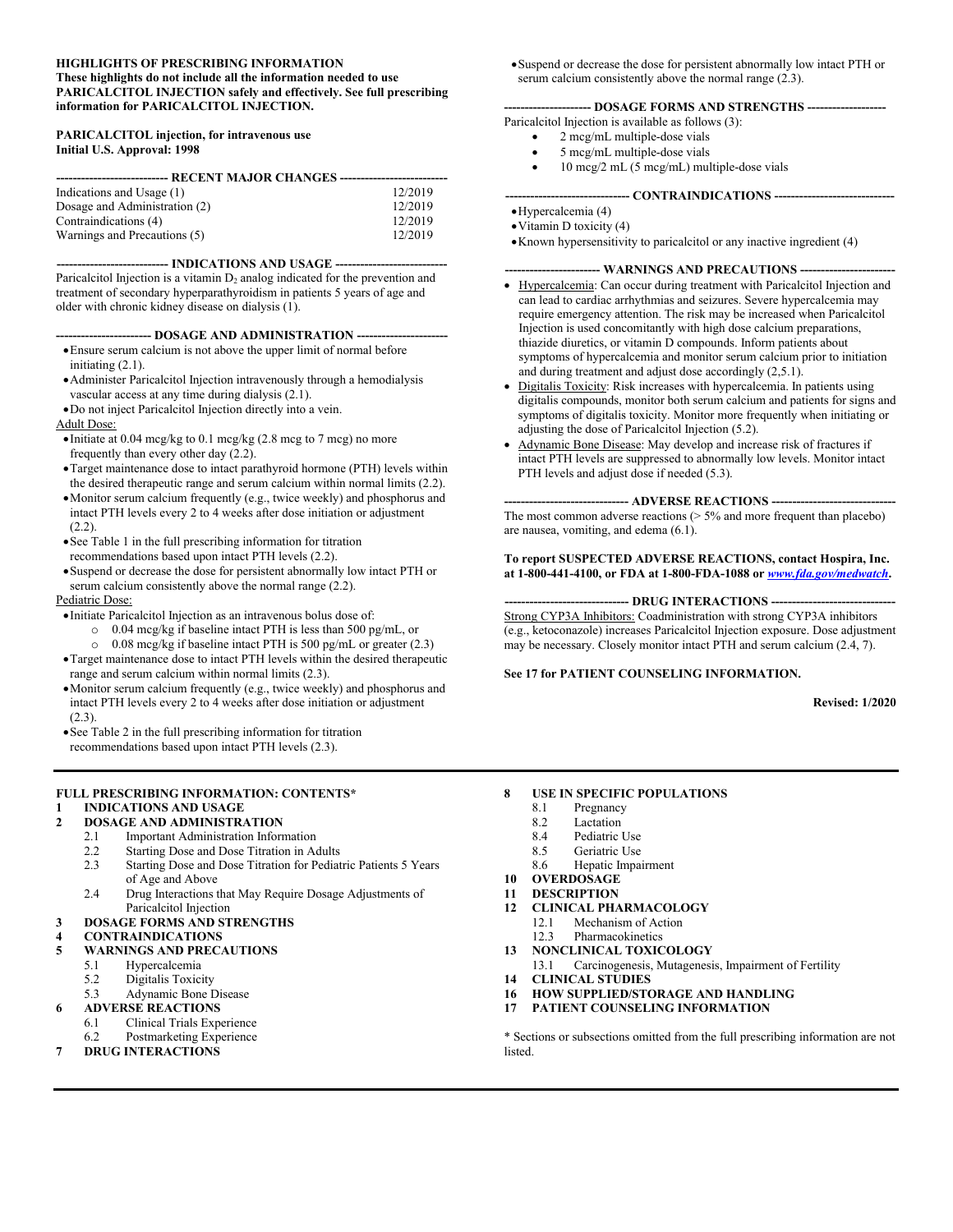**HIGHLIGHTS OF PRESCRIBING INFORMATION**
**These highlights do not include all the information needed to use PARICALCITOL INJECTION safely and effectively. See full prescribing information for PARICALCITOL INJECTION.**

**PARICALCITOL injection, for intravenous use**
**Initial U.S. Approval: 1998**

**--------------------------- RECENT MAJOR CHANGES ---------------------------**

| | |
|---|---|
| Indications and Usage (1) | 12/2019 |
| Dosage and Administration (2) | 12/2019 |
| Contraindications (4) | 12/2019 |
| Warnings and Precautions (5) | 12/2019 |

**--------------------------- INDICATIONS AND USAGE ---------------------------**

Paricalcitol Injection is a vitamin $D_2$ analog indicated for the prevention and treatment of secondary hyperparathyroidism in patients 5 years of age and older with chronic kidney disease on dialysis (1).

**----------------------- DOSAGE AND ADMINISTRATION -----------------------**

- Ensure serum calcium is not above the upper limit of normal before initiating (2.1).
- Administer Paricalcitol Injection intravenously through a hemodialysis vascular access at any time during dialysis (2.1).
- Do not inject Paricalcitol Injection directly into a vein.

Adult Dose:

- Initiate at 0.04 mcg/kg to 0.1 mcg/kg (2.8 mcg to 7 mcg) no more frequently than every other day (2.2).
- Target maintenance dose to intact parathyroid hormone (PTH) levels within the desired therapeutic range and serum calcium within normal limits (2.2).
- Monitor serum calcium frequently (e.g., twice weekly) and phosphorus and intact PTH levels every 2 to 4 weeks after dose initiation or adjustment (2.2).
- See Table 1 in the full prescribing information for titration recommendations based upon intact PTH levels (2.2).
- Suspend or decrease the dose for persistent abnormally low intact PTH or serum calcium consistently above the normal range (2.2).

Pediatric Dose:

- Initiate Paricalcitol Injection as an intravenous bolus dose of:
  - 0.04 mcg/kg if baseline intact PTH is less than 500 pg/mL, or
  - 0.08 mcg/kg if baseline intact PTH is 500 pg/mL or greater (2.3)
- Target maintenance dose to intact PTH levels within the desired therapeutic range and serum calcium within normal limits (2.3).
- Monitor serum calcium frequently (e.g., twice weekly) and phosphorus and intact PTH levels every 2 to 4 weeks after dose initiation or adjustment (2.3).
- See Table 2 in the full prescribing information for titration recommendations based upon intact PTH levels (2.3).
- Suspend or decrease the dose for persistent abnormally low intact PTH or serum calcium consistently above the normal range (2.3).

**--------------------- DOSAGE FORMS AND STRENGTHS --------------------**

Paricalcitol Injection is available as follows (3):

- 2 mcg/mL multiple-dose vials
- 5 mcg/mL multiple-dose vials
- 10 mcg/2 mL (5 mcg/mL) multiple-dose vials

**------------------------------ CONTRAINDICATIONS ------------------------------**

- Hypercalcemia (4)
- Vitamin D toxicity (4)
- Known hypersensitivity to paricalcitol or any inactive ingredient (4)

**----------------------- WARNINGS AND PRECAUTIONS -----------------------**

- Hypercalcemia: Can occur during treatment with Paricalcitol Injection and can lead to cardiac arrhythmias and seizures. Severe hypercalcemia may require emergency attention. The risk may be increased when Paricalcitol Injection is used concomitantly with high dose calcium preparations, thiazide diuretics, or vitamin D compounds. Inform patients about symptoms of hypercalcemia and monitor serum calcium prior to initiation and during treatment and adjust dose accordingly (2,5.1).
- Digitalis Toxicity: Risk increases with hypercalcemia. In patients using digitalis compounds, monitor both serum calcium and patients for signs and symptoms of digitalis toxicity. Monitor more frequently when initiating or adjusting the dose of Paricalcitol Injection (5.2).
- Adynamic Bone Disease: May develop and increase risk of fractures if intact PTH levels are suppressed to abnormally low levels. Monitor intact PTH levels and adjust dose if needed (5.3).

**------------------------------ ADVERSE REACTIONS ------------------------------**

The most common adverse reactions (> 5% and more frequent than placebo) are nausea, vomiting, and edema (6.1).

**To report SUSPECTED ADVERSE REACTIONS, contact Hospira, Inc. at 1-800-441-4100, or FDA at 1-800-FDA-1088 or *www.fda.gov/medwatch*.**

**------------------------------ DRUG INTERACTIONS ------------------------------**

Strong CYP3A Inhibitors: Coadministration with strong CYP3A inhibitors (e.g., ketoconazole) increases Paricalcitol Injection exposure. Dose adjustment may be necessary. Closely monitor intact PTH and serum calcium (2.4, 7).

**See 17 for PATIENT COUNSELING INFORMATION.**

**Revised: 1/2020**

**FULL PRESCRIBING INFORMATION: CONTENTS***

**1 INDICATIONS AND USAGE**
**2 DOSAGE AND ADMINISTRATION**
- 2.1 Important Administration Information
- 2.2 Starting Dose and Dose Titration in Adults
- 2.3 Starting Dose and Dose Titration for Pediatric Patients 5 Years of Age and Above
- 2.4 Drug Interactions that May Require Dosage Adjustments of Paricalcitol Injection

**3 DOSAGE FORMS AND STRENGTHS**
**4 CONTRAINDICATIONS**
**5 WARNINGS AND PRECAUTIONS**
- 5.1 Hypercalcemia
- 5.2 Digitalis Toxicity
- 5.3 Adynamic Bone Disease

**6 ADVERSE REACTIONS**
- 6.1 Clinical Trials Experience
- 6.2 Postmarketing Experience

**7 DRUG INTERACTIONS**
**8 USE IN SPECIFIC POPULATIONS**
- 8.1 Pregnancy
- 8.2 Lactation
- 8.4 Pediatric Use
- 8.5 Geriatric Use
- 8.6 Hepatic Impairment

**10 OVERDOSAGE**
**11 DESCRIPTION**
**12 CLINICAL PHARMACOLOGY**
- 12.1 Mechanism of Action
- 12.3 Pharmacokinetics

**13 NONCLINICAL TOXICOLOGY**
- 13.1 Carcinogenesis, Mutagenesis, Impairment of Fertility

**14 CLINICAL STUDIES**
**16 HOW SUPPLIED/STORAGE AND HANDLING**
**17 PATIENT COUNSELING INFORMATION**

\* Sections or subsections omitted from the full prescribing information are not listed.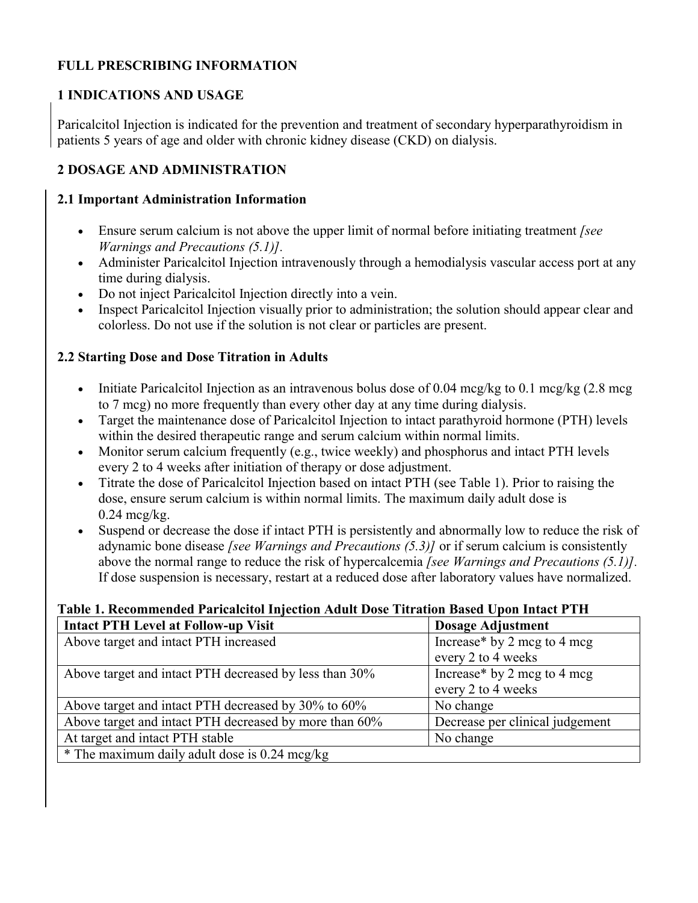# FULL PRESCRIBING INFORMATION

## 1 INDICATIONS AND USAGE

Paricalcitol Injection is indicated for the prevention and treatment of secondary hyperparathyroidism in patients 5 years of age and older with chronic kidney disease (CKD) on dialysis.

## 2 DOSAGE AND ADMINISTRATION

### 2.1 Important Administration Information

- Ensure serum calcium is not above the upper limit of normal before initiating treatment *[see Warnings and Precautions (5.1)]*.
- Administer Paricalcitol Injection intravenously through a hemodialysis vascular access port at any time during dialysis.
- Do not inject Paricalcitol Injection directly into a vein.
- Inspect Paricalcitol Injection visually prior to administration; the solution should appear clear and colorless. Do not use if the solution is not clear or particles are present.

### 2.2 Starting Dose and Dose Titration in Adults

- Initiate Paricalcitol Injection as an intravenous bolus dose of 0.04 mcg/kg to 0.1 mcg/kg (2.8 mcg to 7 mcg) no more frequently than every other day at any time during dialysis.
- Target the maintenance dose of Paricalcitol Injection to intact parathyroid hormone (PTH) levels within the desired therapeutic range and serum calcium within normal limits.
- Monitor serum calcium frequently (e.g., twice weekly) and phosphorus and intact PTH levels every 2 to 4 weeks after initiation of therapy or dose adjustment.
- Titrate the dose of Paricalcitol Injection based on intact PTH (see Table 1). Prior to raising the dose, ensure serum calcium is within normal limits. The maximum daily adult dose is 0.24 mcg/kg.
- Suspend or decrease the dose if intact PTH is persistently and abnormally low to reduce the risk of adynamic bone disease *[see Warnings and Precautions (5.3)]* or if serum calcium is consistently above the normal range to reduce the risk of hypercalcemia *[see Warnings and Precautions (5.1)]*. If dose suspension is necessary, restart at a reduced dose after laboratory values have normalized.

**Table 1. Recommended Paricalcitol Injection Adult Dose Titration Based Upon Intact PTH**

| Intact PTH Level at Follow-up Visit | Dosage Adjustment |
|---|---|
| Above target and intact PTH increased | Increase* by 2 mcg to 4 mcg every 2 to 4 weeks |
| Above target and intact PTH decreased by less than 30% | Increase* by 2 mcg to 4 mcg every 2 to 4 weeks |
| Above target and intact PTH decreased by 30% to 60% | No change |
| Above target and intact PTH decreased by more than 60% | Decrease per clinical judgement |
| At target and intact PTH stable | No change |
| * The maximum daily adult dose is 0.24 mcg/kg | |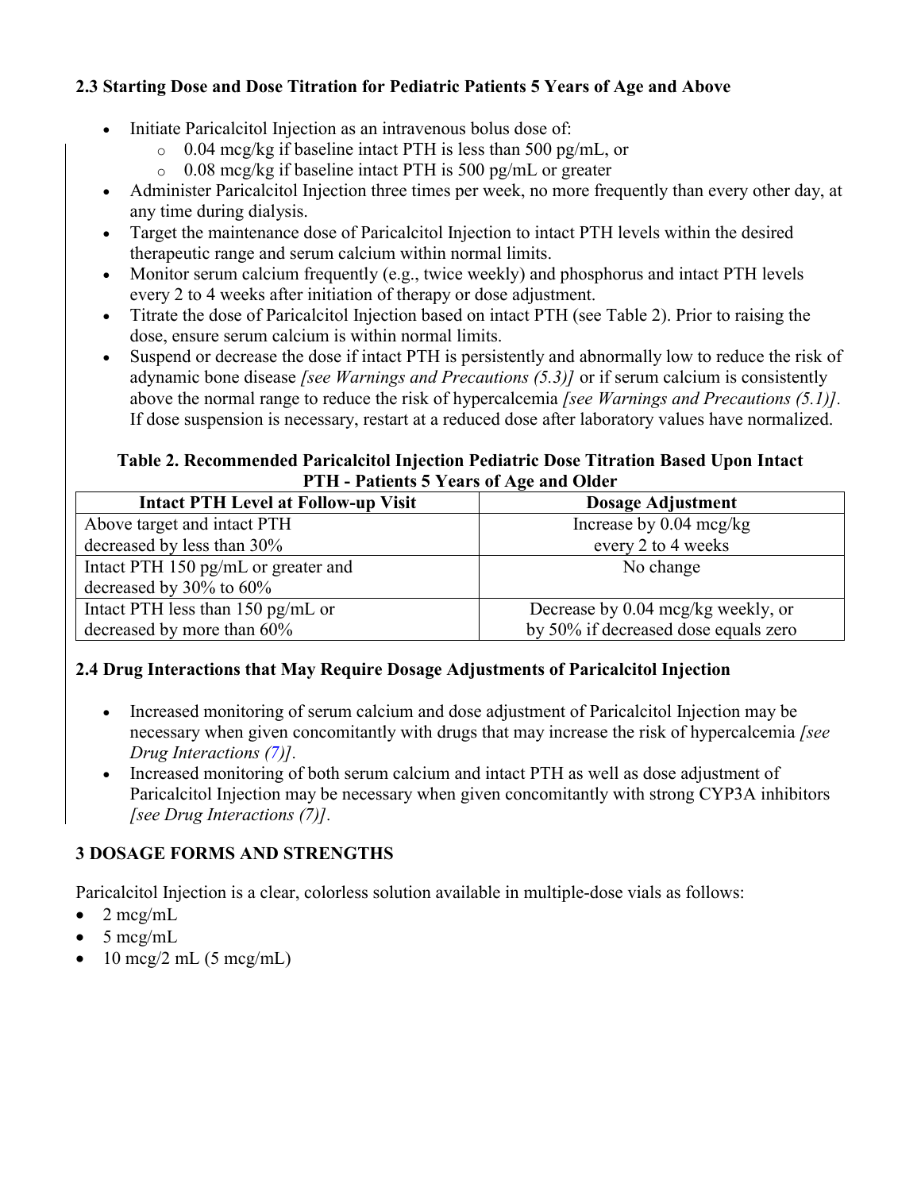### 2.3 Starting Dose and Dose Titration for Pediatric Patients 5 Years of Age and Above

- Initiate Paricalcitol Injection as an intravenous bolus dose of:
  - 0.04 mcg/kg if baseline intact PTH is less than 500 pg/mL, or
  - 0.08 mcg/kg if baseline intact PTH is 500 pg/mL or greater
- Administer Paricalcitol Injection three times per week, no more frequently than every other day, at any time during dialysis.
- Target the maintenance dose of Paricalcitol Injection to intact PTH levels within the desired therapeutic range and serum calcium within normal limits.
- Monitor serum calcium frequently (e.g., twice weekly) and phosphorus and intact PTH levels every 2 to 4 weeks after initiation of therapy or dose adjustment.
- Titrate the dose of Paricalcitol Injection based on intact PTH (see Table 2). Prior to raising the dose, ensure serum calcium is within normal limits.
- Suspend or decrease the dose if intact PTH is persistently and abnormally low to reduce the risk of adynamic bone disease *[see Warnings and Precautions (5.3)]* or if serum calcium is consistently above the normal range to reduce the risk of hypercalcemia *[see Warnings and Precautions (5.1)]*. If dose suspension is necessary, restart at a reduced dose after laboratory values have normalized.

**Table 2. Recommended Paricalcitol Injection Pediatric Dose Titration Based Upon Intact PTH - Patients 5 Years of Age and Older**

| Intact PTH Level at Follow-up Visit | Dosage Adjustment |
|---|---|
| Above target and intact PTH decreased by less than 30% | Increase by 0.04 mcg/kg every 2 to 4 weeks |
| Intact PTH 150 pg/mL or greater and decreased by 30% to 60% | No change |
| Intact PTH less than 150 pg/mL or decreased by more than 60% | Decrease by 0.04 mcg/kg weekly, or by 50% if decreased dose equals zero |

### 2.4 Drug Interactions that May Require Dosage Adjustments of Paricalcitol Injection

- Increased monitoring of serum calcium and dose adjustment of Paricalcitol Injection may be necessary when given concomitantly with drugs that may increase the risk of hypercalcemia *[see Drug Interactions (7)]*.
- Increased monitoring of both serum calcium and intact PTH as well as dose adjustment of Paricalcitol Injection may be necessary when given concomitantly with strong CYP3A inhibitors *[see Drug Interactions (7)]*.

## 3 DOSAGE FORMS AND STRENGTHS

Paricalcitol Injection is a clear, colorless solution available in multiple-dose vials as follows:

- 2 mcg/mL
- 5 mcg/mL
- 10 mcg/2 mL (5 mcg/mL)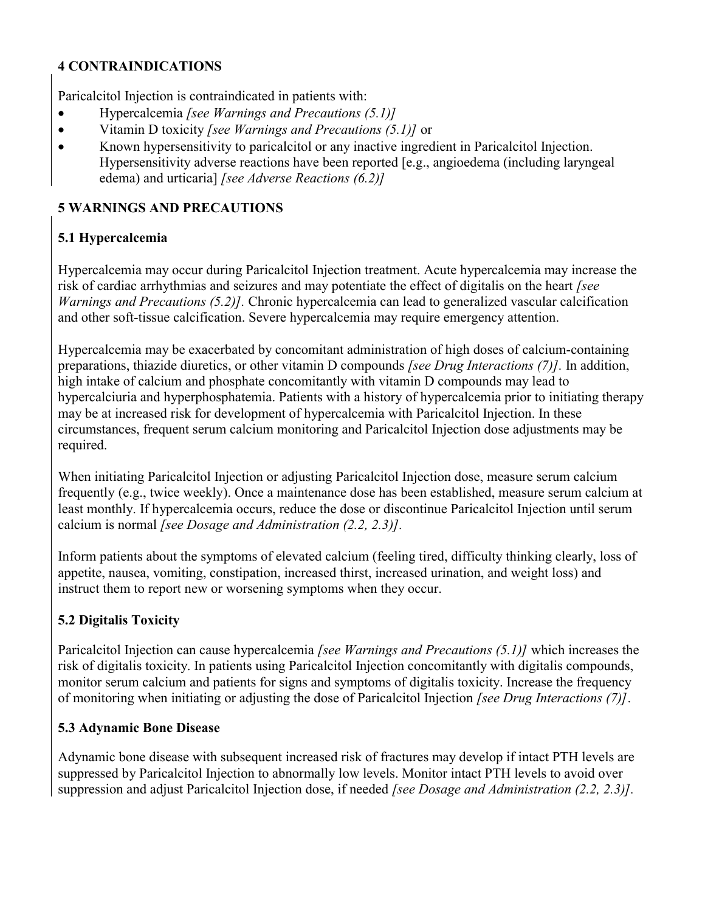## 4 CONTRAINDICATIONS

Paricalcitol Injection is contraindicated in patients with:

- Hypercalcemia *[see Warnings and Precautions (5.1)]*
- Vitamin D toxicity *[see Warnings and Precautions (5.1)]* or
- Known hypersensitivity to paricalcitol or any inactive ingredient in Paricalcitol Injection. Hypersensitivity adverse reactions have been reported [e.g., angioedema (including laryngeal edema) and urticaria] *[see Adverse Reactions (6.2)]*

## 5 WARNINGS AND PRECAUTIONS

### 5.1 Hypercalcemia

Hypercalcemia may occur during Paricalcitol Injection treatment. Acute hypercalcemia may increase the risk of cardiac arrhythmias and seizures and may potentiate the effect of digitalis on the heart *[see Warnings and Precautions (5.2)]*. Chronic hypercalcemia can lead to generalized vascular calcification and other soft-tissue calcification. Severe hypercalcemia may require emergency attention.

Hypercalcemia may be exacerbated by concomitant administration of high doses of calcium-containing preparations, thiazide diuretics, or other vitamin D compounds *[see Drug Interactions (7)]*. In addition, high intake of calcium and phosphate concomitantly with vitamin D compounds may lead to hypercalciuria and hyperphosphatemia. Patients with a history of hypercalcemia prior to initiating therapy may be at increased risk for development of hypercalcemia with Paricalcitol Injection. In these circumstances, frequent serum calcium monitoring and Paricalcitol Injection dose adjustments may be required.

When initiating Paricalcitol Injection or adjusting Paricalcitol Injection dose, measure serum calcium frequently (e.g., twice weekly). Once a maintenance dose has been established, measure serum calcium at least monthly. If hypercalcemia occurs, reduce the dose or discontinue Paricalcitol Injection until serum calcium is normal *[see Dosage and Administration (2.2, 2.3)]*.

Inform patients about the symptoms of elevated calcium (feeling tired, difficulty thinking clearly, loss of appetite, nausea, vomiting, constipation, increased thirst, increased urination, and weight loss) and instruct them to report new or worsening symptoms when they occur.

### 5.2 Digitalis Toxicity

Paricalcitol Injection can cause hypercalcemia *[see Warnings and Precautions (5.1)]* which increases the risk of digitalis toxicity. In patients using Paricalcitol Injection concomitantly with digitalis compounds, monitor serum calcium and patients for signs and symptoms of digitalis toxicity. Increase the frequency of monitoring when initiating or adjusting the dose of Paricalcitol Injection *[see Drug Interactions (7)]*.

### 5.3 Adynamic Bone Disease

Adynamic bone disease with subsequent increased risk of fractures may develop if intact PTH levels are suppressed by Paricalcitol Injection to abnormally low levels. Monitor intact PTH levels to avoid over suppression and adjust Paricalcitol Injection dose, if needed *[see Dosage and Administration (2.2, 2.3)]*.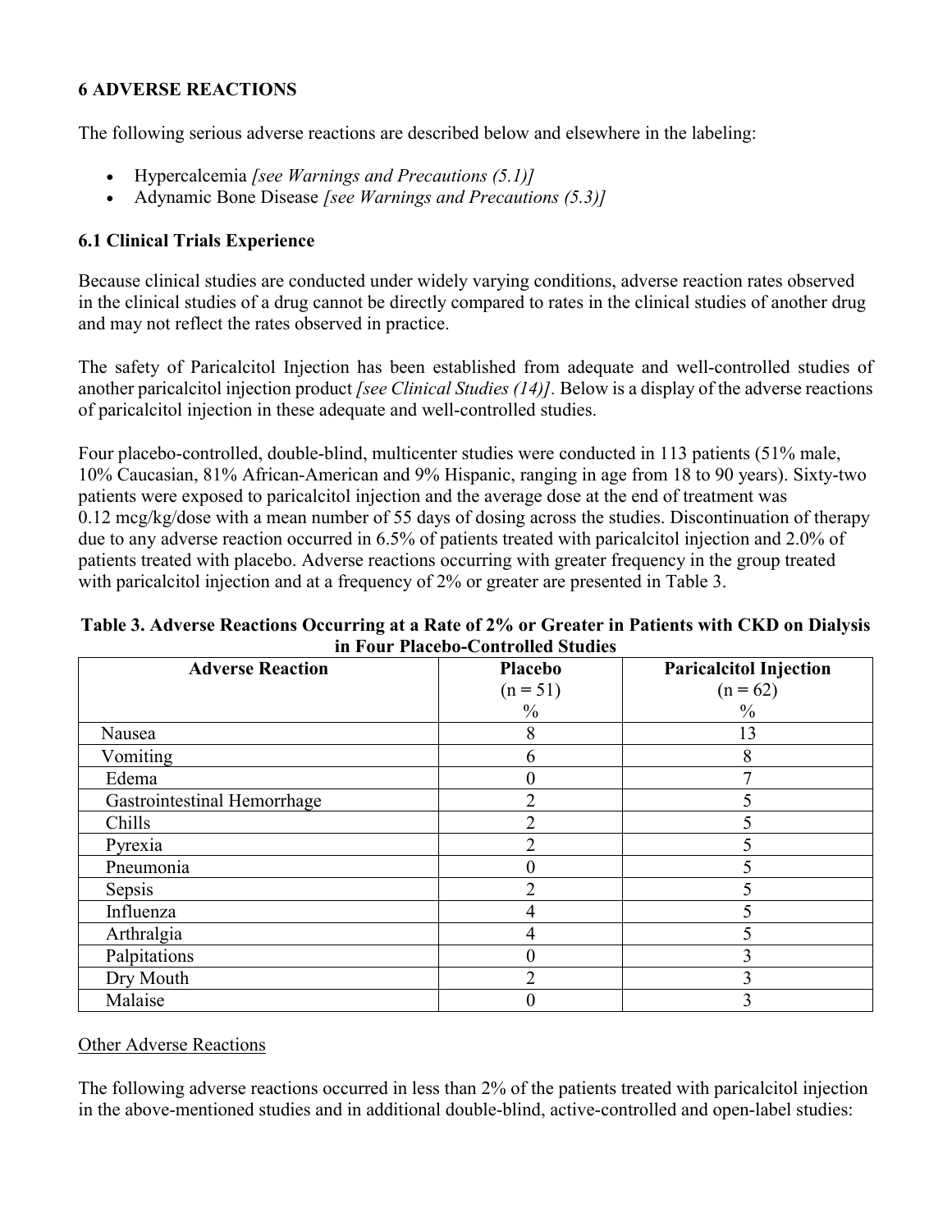## 6 ADVERSE REACTIONS

The following serious adverse reactions are described below and elsewhere in the labeling:

- Hypercalcemia *[see Warnings and Precautions (5.1)]*
- Adynamic Bone Disease *[see Warnings and Precautions (5.3)]*

### 6.1 Clinical Trials Experience

Because clinical studies are conducted under widely varying conditions, adverse reaction rates observed in the clinical studies of a drug cannot be directly compared to rates in the clinical studies of another drug and may not reflect the rates observed in practice.

The safety of Paricalcitol Injection has been established from adequate and well-controlled studies of another paricalcitol injection product *[see Clinical Studies (14)]*. Below is a display of the adverse reactions of paricalcitol injection in these adequate and well-controlled studies.

Four placebo-controlled, double-blind, multicenter studies were conducted in 113 patients (51% male, 10% Caucasian, 81% African-American and 9% Hispanic, ranging in age from 18 to 90 years). Sixty-two patients were exposed to paricalcitol injection and the average dose at the end of treatment was 0.12 mcg/kg/dose with a mean number of 55 days of dosing across the studies. Discontinuation of therapy due to any adverse reaction occurred in 6.5% of patients treated with paricalcitol injection and 2.0% of patients treated with placebo. Adverse reactions occurring with greater frequency in the group treated with paricalcitol injection and at a frequency of 2% or greater are presented in Table 3.

**Table 3. Adverse Reactions Occurring at a Rate of 2% or Greater in Patients with CKD on Dialysis in Four Placebo-Controlled Studies**

| Adverse Reaction | Placebo (n = 51) % | Paricalcitol Injection (n = 62) % |
|---|---|---|
| Nausea | 8 | 13 |
| Vomiting | 6 | 8 |
| Edema | 0 | 7 |
| Gastrointestinal Hemorrhage | 2 | 5 |
| Chills | 2 | 5 |
| Pyrexia | 2 | 5 |
| Pneumonia | 0 | 5 |
| Sepsis | 2 | 5 |
| Influenza | 4 | 5 |
| Arthralgia | 4 | 5 |
| Palpitations | 0 | 3 |
| Dry Mouth | 2 | 3 |
| Malaise | 0 | 3 |

Other Adverse Reactions

The following adverse reactions occurred in less than 2% of the patients treated with paricalcitol injection in the above-mentioned studies and in additional double-blind, active-controlled and open-label studies: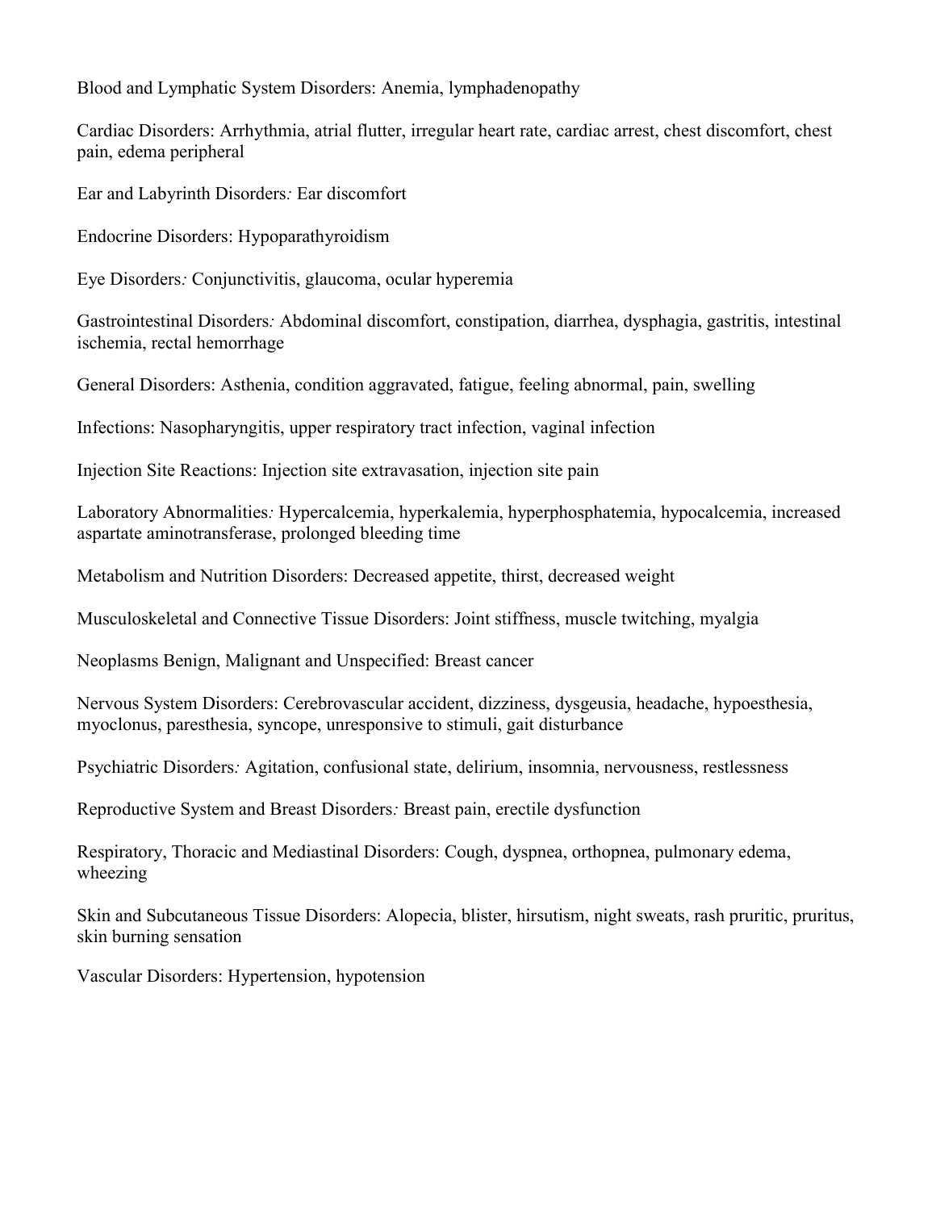Blood and Lymphatic System Disorders: Anemia, lymphadenopathy

Cardiac Disorders: Arrhythmia, atrial flutter, irregular heart rate, cardiac arrest, chest discomfort, chest pain, edema peripheral

Ear and Labyrinth Disorders*:* Ear discomfort

Endocrine Disorders: Hypoparathyroidism

Eye Disorders*:* Conjunctivitis, glaucoma, ocular hyperemia

Gastrointestinal Disorders*:* Abdominal discomfort, constipation, diarrhea, dysphagia, gastritis, intestinal ischemia, rectal hemorrhage

General Disorders: Asthenia, condition aggravated, fatigue, feeling abnormal, pain, swelling

Infections: Nasopharyngitis, upper respiratory tract infection, vaginal infection

Injection Site Reactions: Injection site extravasation, injection site pain

Laboratory Abnormalities*:* Hypercalcemia, hyperkalemia, hyperphosphatemia, hypocalcemia, increased aspartate aminotransferase, prolonged bleeding time

Metabolism and Nutrition Disorders: Decreased appetite, thirst, decreased weight

Musculoskeletal and Connective Tissue Disorders: Joint stiffness, muscle twitching, myalgia

Neoplasms Benign, Malignant and Unspecified: Breast cancer

Nervous System Disorders: Cerebrovascular accident, dizziness, dysgeusia, headache, hypoesthesia, myoclonus, paresthesia, syncope, unresponsive to stimuli, gait disturbance

Psychiatric Disorders*:* Agitation, confusional state, delirium, insomnia, nervousness, restlessness

Reproductive System and Breast Disorders*:* Breast pain, erectile dysfunction

Respiratory, Thoracic and Mediastinal Disorders: Cough, dyspnea, orthopnea, pulmonary edema, wheezing

Skin and Subcutaneous Tissue Disorders: Alopecia, blister, hirsutism, night sweats, rash pruritic, pruritus, skin burning sensation

Vascular Disorders: Hypertension, hypotension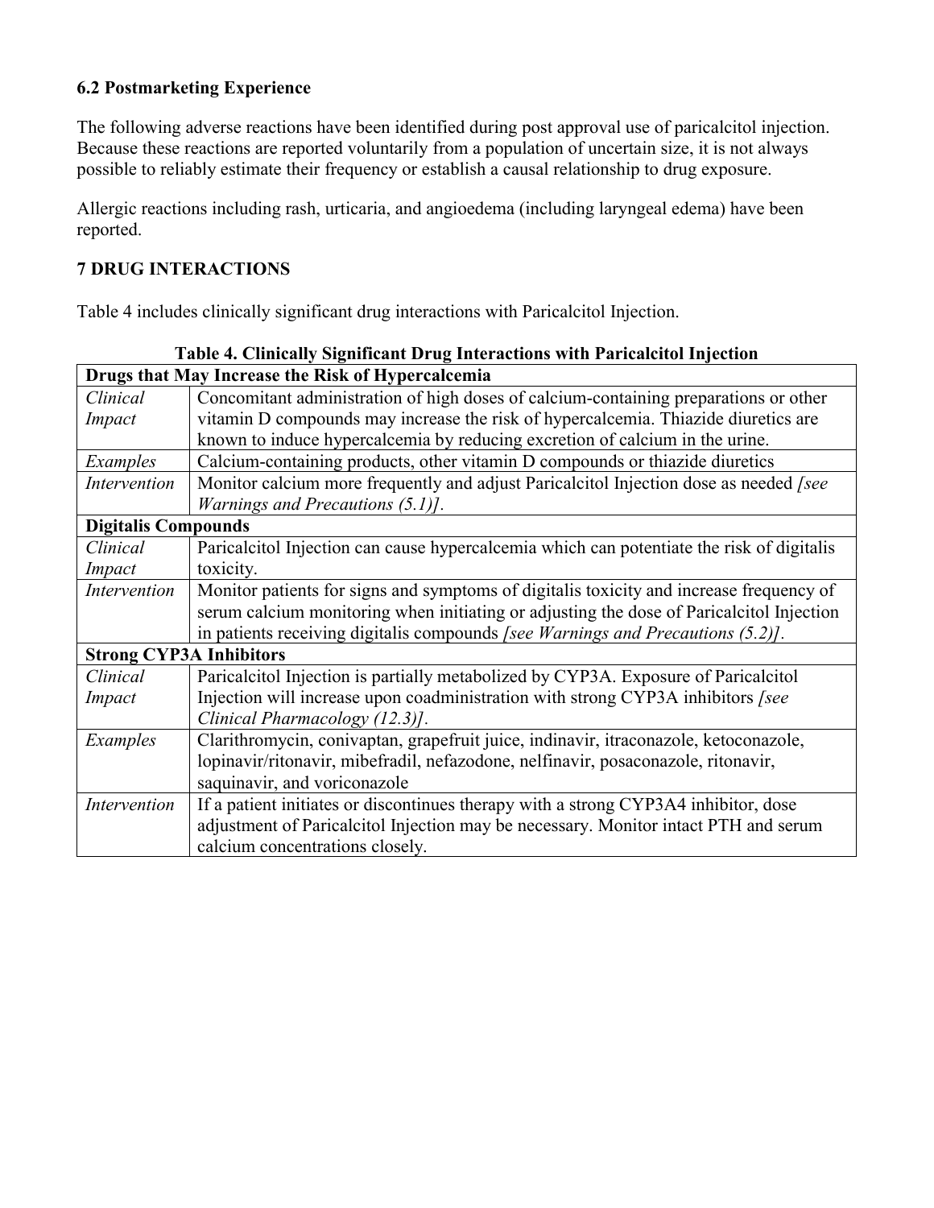### 6.2 Postmarketing Experience

The following adverse reactions have been identified during post approval use of paricalcitol injection. Because these reactions are reported voluntarily from a population of uncertain size, it is not always possible to reliably estimate their frequency or establish a causal relationship to drug exposure.

Allergic reactions including rash, urticaria, and angioedema (including laryngeal edema) have been reported.

## 7 DRUG INTERACTIONS

Table 4 includes clinically significant drug interactions with Paricalcitol Injection.

**Table 4. Clinically Significant Drug Interactions with Paricalcitol Injection**

| **Drugs that May Increase the Risk of Hypercalcemia** | |
|---|---|
| *Clinical Impact* | Concomitant administration of high doses of calcium-containing preparations or other vitamin D compounds may increase the risk of hypercalcemia. Thiazide diuretics are known to induce hypercalcemia by reducing excretion of calcium in the urine. |
| *Examples* | Calcium-containing products, other vitamin D compounds or thiazide diuretics |
| *Intervention* | Monitor calcium more frequently and adjust Paricalcitol Injection dose as needed *[see Warnings and Precautions (5.1)]*. |
| **Digitalis Compounds** | |
| *Clinical Impact* | Paricalcitol Injection can cause hypercalcemia which can potentiate the risk of digitalis toxicity. |
| *Intervention* | Monitor patients for signs and symptoms of digitalis toxicity and increase frequency of serum calcium monitoring when initiating or adjusting the dose of Paricalcitol Injection in patients receiving digitalis compounds *[see Warnings and Precautions (5.2)]*. |
| **Strong CYP3A Inhibitors** | |
| *Clinical Impact* | Paricalcitol Injection is partially metabolized by CYP3A. Exposure of Paricalcitol Injection will increase upon coadministration with strong CYP3A inhibitors *[see Clinical Pharmacology (12.3)]*. |
| *Examples* | Clarithromycin, conivaptan, grapefruit juice, indinavir, itraconazole, ketoconazole, lopinavir/ritonavir, mibefradil, nefazodone, nelfinavir, posaconazole, ritonavir, saquinavir, and voriconazole |
| *Intervention* | If a patient initiates or discontinues therapy with a strong CYP3A4 inhibitor, dose adjustment of Paricalcitol Injection may be necessary. Monitor intact PTH and serum calcium concentrations closely. |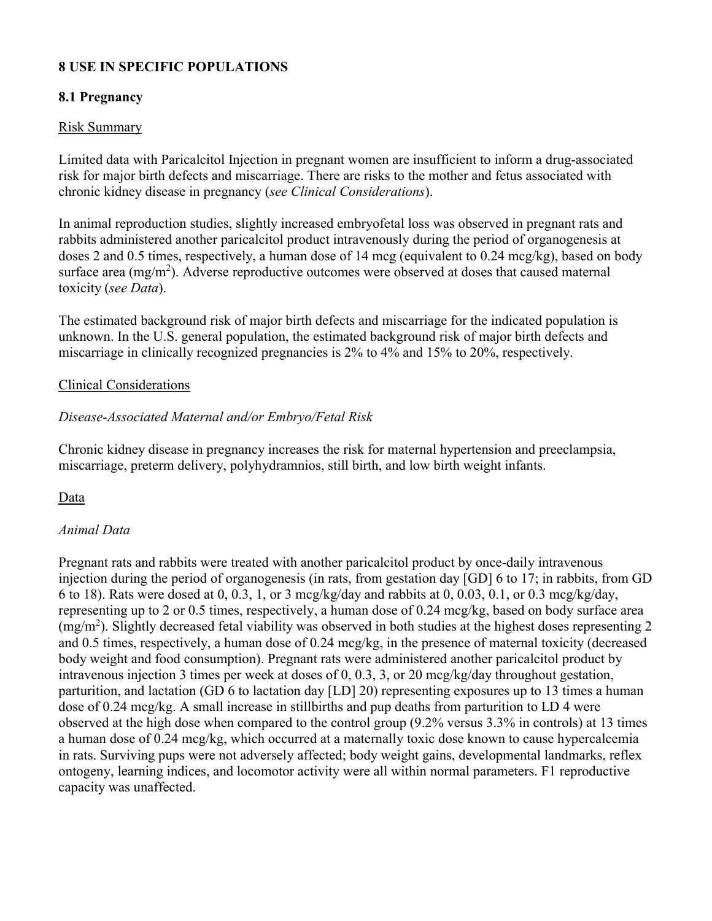## 8 USE IN SPECIFIC POPULATIONS

### 8.1 Pregnancy

Risk Summary

Limited data with Paricalcitol Injection in pregnant women are insufficient to inform a drug-associated risk for major birth defects and miscarriage. There are risks to the mother and fetus associated with chronic kidney disease in pregnancy (*see Clinical Considerations*).

In animal reproduction studies, slightly increased embryofetal loss was observed in pregnant rats and rabbits administered another paricalcitol product intravenously during the period of organogenesis at doses 2 and 0.5 times, respectively, a human dose of 14 mcg (equivalent to 0.24 mcg/kg), based on body surface area (mg/m$^2$). Adverse reproductive outcomes were observed at doses that caused maternal toxicity (*see Data*).

The estimated background risk of major birth defects and miscarriage for the indicated population is unknown. In the U.S. general population, the estimated background risk of major birth defects and miscarriage in clinically recognized pregnancies is 2% to 4% and 15% to 20%, respectively.

Clinical Considerations

*Disease-Associated Maternal and/or Embryo/Fetal Risk*

Chronic kidney disease in pregnancy increases the risk for maternal hypertension and preeclampsia, miscarriage, preterm delivery, polyhydramnios, still birth, and low birth weight infants.

Data

*Animal Data*

Pregnant rats and rabbits were treated with another paricalcitol product by once-daily intravenous injection during the period of organogenesis (in rats, from gestation day [GD] 6 to 17; in rabbits, from GD 6 to 18). Rats were dosed at 0, 0.3, 1, or 3 mcg/kg/day and rabbits at 0, 0.03, 0.1, or 0.3 mcg/kg/day, representing up to 2 or 0.5 times, respectively, a human dose of 0.24 mcg/kg, based on body surface area (mg/m$^2$). Slightly decreased fetal viability was observed in both studies at the highest doses representing 2 and 0.5 times, respectively, a human dose of 0.24 mcg/kg, in the presence of maternal toxicity (decreased body weight and food consumption). Pregnant rats were administered another paricalcitol product by intravenous injection 3 times per week at doses of 0, 0.3, 3, or 20 mcg/kg/day throughout gestation, parturition, and lactation (GD 6 to lactation day [LD] 20) representing exposures up to 13 times a human dose of 0.24 mcg/kg. A small increase in stillbirths and pup deaths from parturition to LD 4 were observed at the high dose when compared to the control group (9.2% versus 3.3% in controls) at 13 times a human dose of 0.24 mcg/kg, which occurred at a maternally toxic dose known to cause hypercalcemia in rats. Surviving pups were not adversely affected; body weight gains, developmental landmarks, reflex ontogeny, learning indices, and locomotor activity were all within normal parameters. F1 reproductive capacity was unaffected.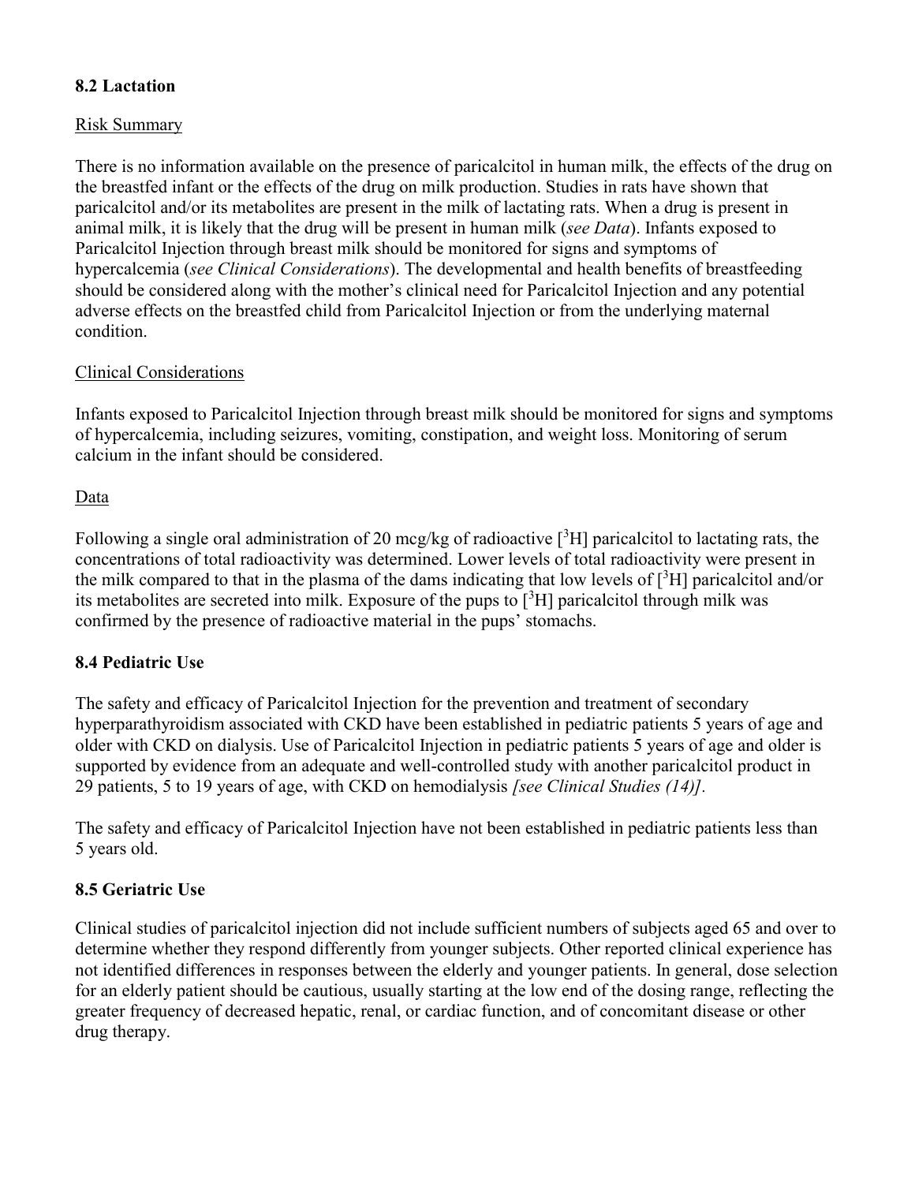### 8.2 Lactation

Risk Summary

There is no information available on the presence of paricalcitol in human milk, the effects of the drug on the breastfed infant or the effects of the drug on milk production. Studies in rats have shown that paricalcitol and/or its metabolites are present in the milk of lactating rats. When a drug is present in animal milk, it is likely that the drug will be present in human milk (*see Data*). Infants exposed to Paricalcitol Injection through breast milk should be monitored for signs and symptoms of hypercalcemia (*see Clinical Considerations*). The developmental and health benefits of breastfeeding should be considered along with the mother's clinical need for Paricalcitol Injection and any potential adverse effects on the breastfed child from Paricalcitol Injection or from the underlying maternal condition.

Clinical Considerations

Infants exposed to Paricalcitol Injection through breast milk should be monitored for signs and symptoms of hypercalcemia, including seizures, vomiting, constipation, and weight loss. Monitoring of serum calcium in the infant should be considered.

Data

Following a single oral administration of 20 mcg/kg of radioactive [$^3$H] paricalcitol to lactating rats, the concentrations of total radioactivity was determined. Lower levels of total radioactivity were present in the milk compared to that in the plasma of the dams indicating that low levels of [$^3$H] paricalcitol and/or its metabolites are secreted into milk. Exposure of the pups to [$^3$H] paricalcitol through milk was confirmed by the presence of radioactive material in the pups' stomachs.

### 8.4 Pediatric Use

The safety and efficacy of Paricalcitol Injection for the prevention and treatment of secondary hyperparathyroidism associated with CKD have been established in pediatric patients 5 years of age and older with CKD on dialysis. Use of Paricalcitol Injection in pediatric patients 5 years of age and older is supported by evidence from an adequate and well-controlled study with another paricalcitol product in 29 patients, 5 to 19 years of age, with CKD on hemodialysis *[see Clinical Studies (14)]*.

The safety and efficacy of Paricalcitol Injection have not been established in pediatric patients less than 5 years old.

### 8.5 Geriatric Use

Clinical studies of paricalcitol injection did not include sufficient numbers of subjects aged 65 and over to determine whether they respond differently from younger subjects. Other reported clinical experience has not identified differences in responses between the elderly and younger patients. In general, dose selection for an elderly patient should be cautious, usually starting at the low end of the dosing range, reflecting the greater frequency of decreased hepatic, renal, or cardiac function, and of concomitant disease or other drug therapy.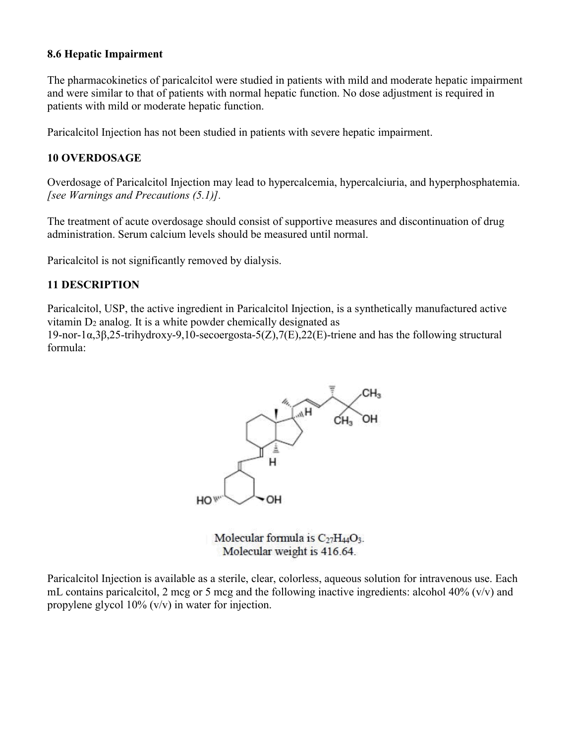### 8.6 Hepatic Impairment

The pharmacokinetics of paricalcitol were studied in patients with mild and moderate hepatic impairment and were similar to that of patients with normal hepatic function. No dose adjustment is required in patients with mild or moderate hepatic function.

Paricalcitol Injection has not been studied in patients with severe hepatic impairment.

## 10 OVERDOSAGE

Overdosage of Paricalcitol Injection may lead to hypercalcemia, hypercalciuria, and hyperphosphatemia. *[see Warnings and Precautions (5.1)].*

The treatment of acute overdosage should consist of supportive measures and discontinuation of drug administration. Serum calcium levels should be measured until normal.

Paricalcitol is not significantly removed by dialysis.

## 11 DESCRIPTION

Paricalcitol, USP, the active ingredient in Paricalcitol Injection, is a synthetically manufactured active vitamin $D_2$ analog. It is a white powder chemically designated as 19-nor-1α,3β,25-trihydroxy-9,10-secoergosta-5(Z),7(E),22(E)-triene and has the following structural formula:

Molecular formula is $C_{27}H_{44}O_3$.
Molecular weight is 416.64.

Paricalcitol Injection is available as a sterile, clear, colorless, aqueous solution for intravenous use. Each mL contains paricalcitol, 2 mcg or 5 mcg and the following inactive ingredients: alcohol 40% (v/v) and propylene glycol 10% (v/v) in water for injection.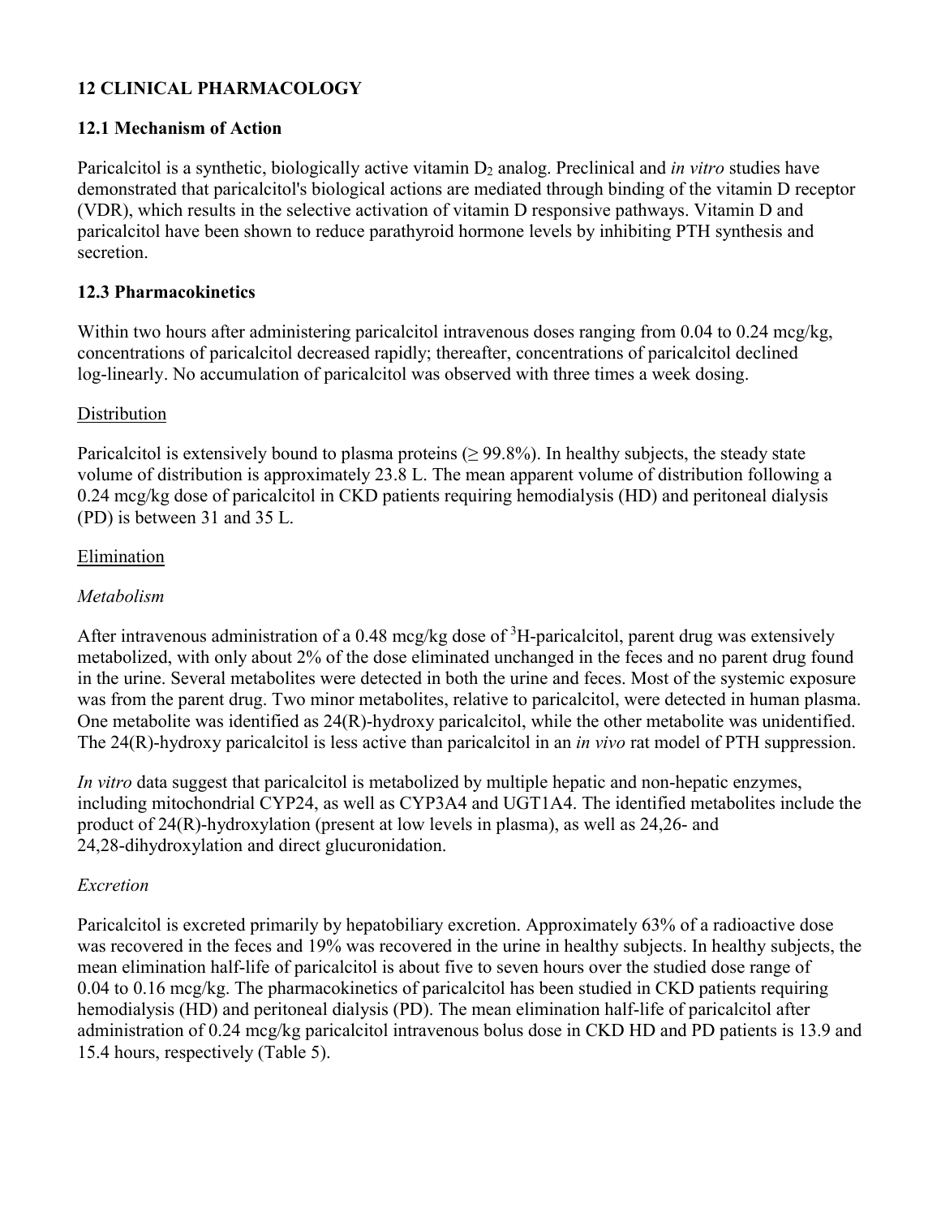# 12 CLINICAL PHARMACOLOGY

## 12.1 Mechanism of Action

Paricalcitol is a synthetic, biologically active vitamin $D_2$ analog. Preclinical and *in vitro* studies have demonstrated that paricalcitol's biological actions are mediated through binding of the vitamin D receptor (VDR), which results in the selective activation of vitamin D responsive pathways. Vitamin D and paricalcitol have been shown to reduce parathyroid hormone levels by inhibiting PTH synthesis and secretion.

## 12.3 Pharmacokinetics

Within two hours after administering paricalcitol intravenous doses ranging from 0.04 to 0.24 mcg/kg, concentrations of paricalcitol decreased rapidly; thereafter, concentrations of paricalcitol declined log-linearly. No accumulation of paricalcitol was observed with three times a week dosing.

<u>Distribution</u>

Paricalcitol is extensively bound to plasma proteins (≥ 99.8%). In healthy subjects, the steady state volume of distribution is approximately 23.8 L. The mean apparent volume of distribution following a 0.24 mcg/kg dose of paricalcitol in CKD patients requiring hemodialysis (HD) and peritoneal dialysis (PD) is between 31 and 35 L.

<u>Elimination</u>

*Metabolism*

After intravenous administration of a 0.48 mcg/kg dose of $^{3}$H-paricalcitol, parent drug was extensively metabolized, with only about 2% of the dose eliminated unchanged in the feces and no parent drug found in the urine. Several metabolites were detected in both the urine and feces. Most of the systemic exposure was from the parent drug. Two minor metabolites, relative to paricalcitol, were detected in human plasma. One metabolite was identified as 24(R)-hydroxy paricalcitol, while the other metabolite was unidentified. The 24(R)-hydroxy paricalcitol is less active than paricalcitol in an *in vivo* rat model of PTH suppression.

*In vitro* data suggest that paricalcitol is metabolized by multiple hepatic and non-hepatic enzymes, including mitochondrial CYP24, as well as CYP3A4 and UGT1A4. The identified metabolites include the product of 24(R)-hydroxylation (present at low levels in plasma), as well as 24,26- and 24,28-dihydroxylation and direct glucuronidation.

*Excretion*

Paricalcitol is excreted primarily by hepatobiliary excretion. Approximately 63% of a radioactive dose was recovered in the feces and 19% was recovered in the urine in healthy subjects. In healthy subjects, the mean elimination half-life of paricalcitol is about five to seven hours over the studied dose range of 0.04 to 0.16 mcg/kg. The pharmacokinetics of paricalcitol has been studied in CKD patients requiring hemodialysis (HD) and peritoneal dialysis (PD). The mean elimination half-life of paricalcitol after administration of 0.24 mcg/kg paricalcitol intravenous bolus dose in CKD HD and PD patients is 13.9 and 15.4 hours, respectively (Table 5).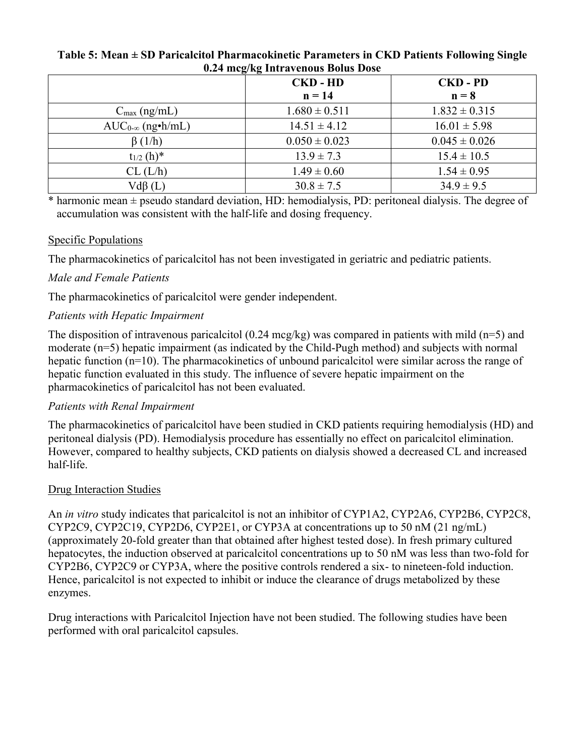**Table 5: Mean ± SD Paricalcitol Pharmacokinetic Parameters in CKD Patients Following Single 0.24 mcg/kg Intravenous Bolus Dose**

| | CKD - HD n = 14 | CKD - PD n = 8 |
|---|---|---|
| $C_{max}$ (ng/mL) | 1.680 ± 0.511 | 1.832 ± 0.315 |
| $AUC_{0-\infty}$ (ng•h/mL) | 14.51 ± 4.12 | 16.01 ± 5.98 |
| β (1/h) | 0.050 ± 0.023 | 0.045 ± 0.026 |
| $t_{1/2}$ (h)* | 13.9 ± 7.3 | 15.4 ± 10.5 |
| CL (L/h) | 1.49 ± 0.60 | 1.54 ± 0.95 |
| Vdβ (L) | 30.8 ± 7.5 | 34.9 ± 9.5 |

* harmonic mean ± pseudo standard deviation, HD: hemodialysis, PD: peritoneal dialysis. The degree of accumulation was consistent with the half-life and dosing frequency.

Specific Populations

The pharmacokinetics of paricalcitol has not been investigated in geriatric and pediatric patients.

*Male and Female Patients*

The pharmacokinetics of paricalcitol were gender independent.

*Patients with Hepatic Impairment*

The disposition of intravenous paricalcitol (0.24 mcg/kg) was compared in patients with mild (n=5) and moderate (n=5) hepatic impairment (as indicated by the Child-Pugh method) and subjects with normal hepatic function (n=10). The pharmacokinetics of unbound paricalcitol were similar across the range of hepatic function evaluated in this study. The influence of severe hepatic impairment on the pharmacokinetics of paricalcitol has not been evaluated.

*Patients with Renal Impairment*

The pharmacokinetics of paricalcitol have been studied in CKD patients requiring hemodialysis (HD) and peritoneal dialysis (PD). Hemodialysis procedure has essentially no effect on paricalcitol elimination. However, compared to healthy subjects, CKD patients on dialysis showed a decreased CL and increased half-life.

Drug Interaction Studies

An *in vitro* study indicates that paricalcitol is not an inhibitor of CYP1A2, CYP2A6, CYP2B6, CYP2C8, CYP2C9, CYP2C19, CYP2D6, CYP2E1, or CYP3A at concentrations up to 50 nM (21 ng/mL) (approximately 20-fold greater than that obtained after highest tested dose). In fresh primary cultured hepatocytes, the induction observed at paricalcitol concentrations up to 50 nM was less than two-fold for CYP2B6, CYP2C9 or CYP3A, where the positive controls rendered a six- to nineteen-fold induction. Hence, paricalcitol is not expected to inhibit or induce the clearance of drugs metabolized by these enzymes.

Drug interactions with Paricalcitol Injection have not been studied. The following studies have been performed with oral paricalcitol capsules.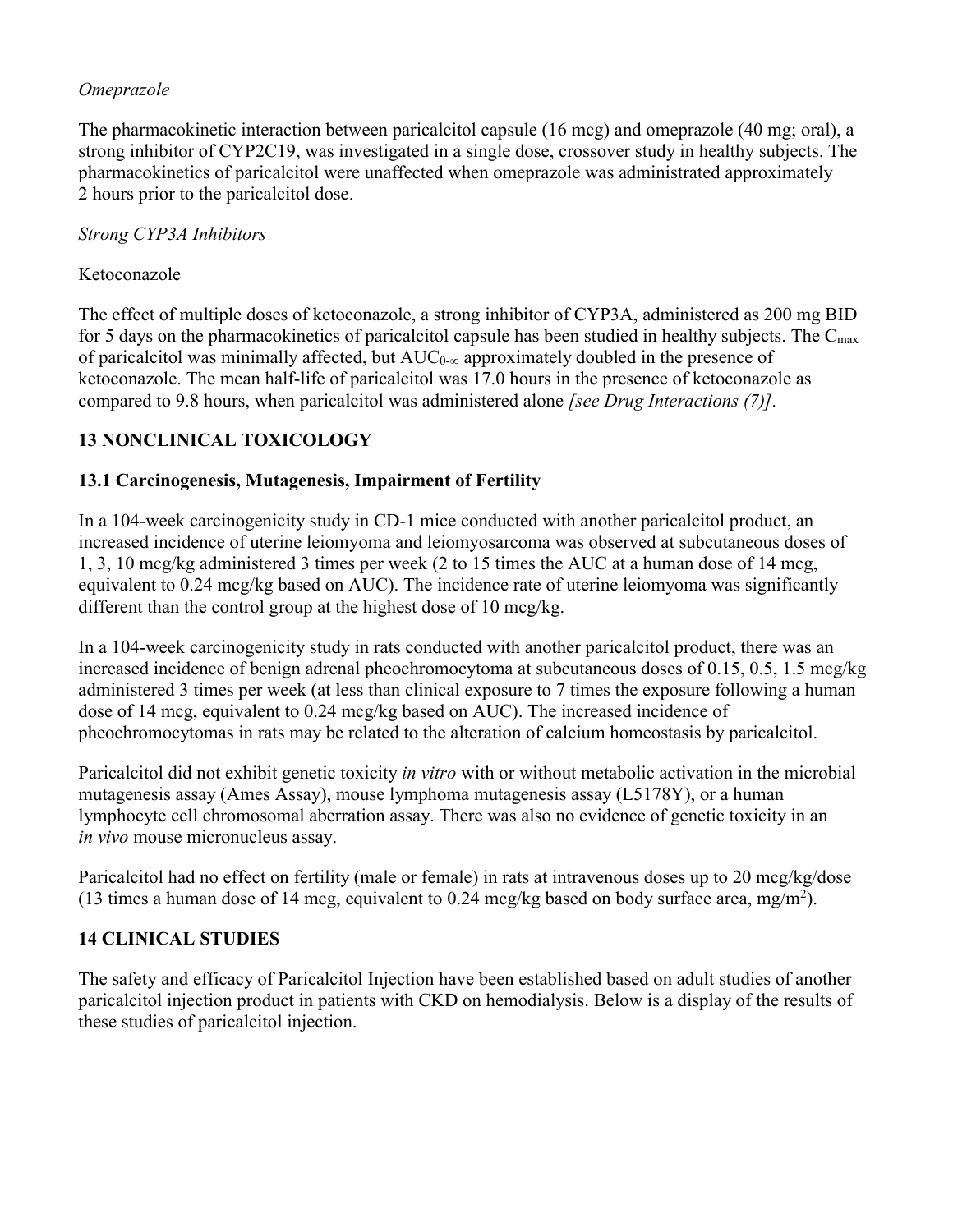*Omeprazole*

The pharmacokinetic interaction between paricalcitol capsule (16 mcg) and omeprazole (40 mg; oral), a strong inhibitor of CYP2C19, was investigated in a single dose, crossover study in healthy subjects. The pharmacokinetics of paricalcitol were unaffected when omeprazole was administrated approximately 2 hours prior to the paricalcitol dose.

*Strong CYP3A Inhibitors*

Ketoconazole

The effect of multiple doses of ketoconazole, a strong inhibitor of CYP3A, administered as 200 mg BID for 5 days on the pharmacokinetics of paricalcitol capsule has been studied in healthy subjects. The $C_{max}$ of paricalcitol was minimally affected, but $AUC_{0-\infty}$ approximately doubled in the presence of ketoconazole. The mean half-life of paricalcitol was 17.0 hours in the presence of ketoconazole as compared to 9.8 hours, when paricalcitol was administered alone *[see Drug Interactions (7)]*.

## 13 NONCLINICAL TOXICOLOGY

### 13.1 Carcinogenesis, Mutagenesis, Impairment of Fertility

In a 104-week carcinogenicity study in CD-1 mice conducted with another paricalcitol product, an increased incidence of uterine leiomyoma and leiomyosarcoma was observed at subcutaneous doses of 1, 3, 10 mcg/kg administered 3 times per week (2 to 15 times the AUC at a human dose of 14 mcg, equivalent to 0.24 mcg/kg based on AUC). The incidence rate of uterine leiomyoma was significantly different than the control group at the highest dose of 10 mcg/kg.

In a 104-week carcinogenicity study in rats conducted with another paricalcitol product, there was an increased incidence of benign adrenal pheochromocytoma at subcutaneous doses of 0.15, 0.5, 1.5 mcg/kg administered 3 times per week (at less than clinical exposure to 7 times the exposure following a human dose of 14 mcg, equivalent to 0.24 mcg/kg based on AUC). The increased incidence of pheochromocytomas in rats may be related to the alteration of calcium homeostasis by paricalcitol.

Paricalcitol did not exhibit genetic toxicity *in vitro* with or without metabolic activation in the microbial mutagenesis assay (Ames Assay), mouse lymphoma mutagenesis assay (L5178Y), or a human lymphocyte cell chromosomal aberration assay. There was also no evidence of genetic toxicity in an *in vivo* mouse micronucleus assay.

Paricalcitol had no effect on fertility (male or female) in rats at intravenous doses up to 20 mcg/kg/dose (13 times a human dose of 14 mcg, equivalent to 0.24 mcg/kg based on body surface area, $mg/m^2$).

## 14 CLINICAL STUDIES

The safety and efficacy of Paricalcitol Injection have been established based on adult studies of another paricalcitol injection product in patients with CKD on hemodialysis. Below is a display of the results of these studies of paricalcitol injection.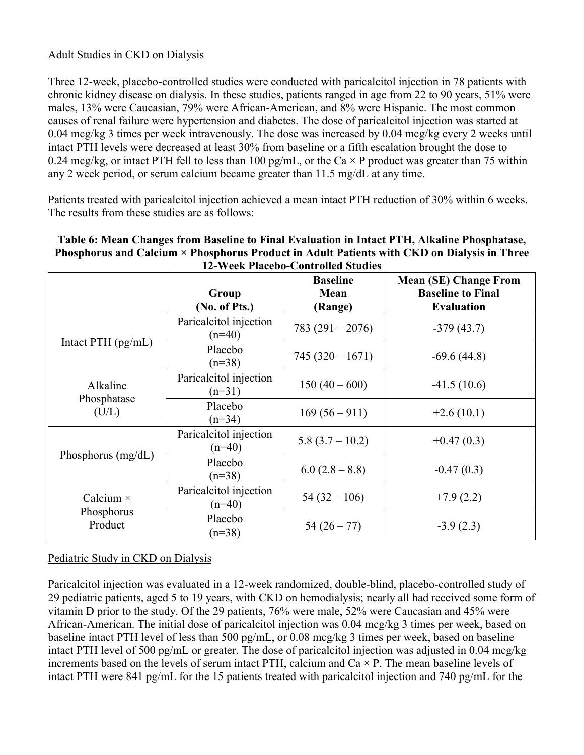Adult Studies in CKD on Dialysis

Three 12-week, placebo-controlled studies were conducted with paricalcitol injection in 78 patients with chronic kidney disease on dialysis. In these studies, patients ranged in age from 22 to 90 years, 51% were males, 13% were Caucasian, 79% were African-American, and 8% were Hispanic. The most common causes of renal failure were hypertension and diabetes. The dose of paricalcitol injection was started at 0.04 mcg/kg 3 times per week intravenously. The dose was increased by 0.04 mcg/kg every 2 weeks until intact PTH levels were decreased at least 30% from baseline or a fifth escalation brought the dose to 0.24 mcg/kg, or intact PTH fell to less than 100 pg/mL, or the Ca × P product was greater than 75 within any 2 week period, or serum calcium became greater than 11.5 mg/dL at any time.

Patients treated with paricalcitol injection achieved a mean intact PTH reduction of 30% within 6 weeks. The results from these studies are as follows:

**Table 6: Mean Changes from Baseline to Final Evaluation in Intact PTH, Alkaline Phosphatase, Phosphorus and Calcium × Phosphorus Product in Adult Patients with CKD on Dialysis in Three 12-Week Placebo-Controlled Studies**

| | Group (No. of Pts.) | Baseline Mean (Range) | Mean (SE) Change From Baseline to Final Evaluation |
|---|---|---|---|
| Intact PTH (pg/mL) | Paricalcitol injection (n=40) | 783 (291 – 2076) | -379 (43.7) |
| | Placebo (n=38) | 745 (320 – 1671) | -69.6 (44.8) |
| Alkaline Phosphatase (U/L) | Paricalcitol injection (n=31) | 150 (40 – 600) | -41.5 (10.6) |
| | Placebo (n=34) | 169 (56 – 911) | +2.6 (10.1) |
| Phosphorus (mg/dL) | Paricalcitol injection (n=40) | 5.8 (3.7 – 10.2) | +0.47 (0.3) |
| | Placebo (n=38) | 6.0 (2.8 – 8.8) | -0.47 (0.3) |
| Calcium × Phosphorus Product | Paricalcitol injection (n=40) | 54 (32 – 106) | +7.9 (2.2) |
| | Placebo (n=38) | 54 (26 – 77) | -3.9 (2.3) |

Pediatric Study in CKD on Dialysis

Paricalcitol injection was evaluated in a 12-week randomized, double-blind, placebo-controlled study of 29 pediatric patients, aged 5 to 19 years, with CKD on hemodialysis; nearly all had received some form of vitamin D prior to the study. Of the 29 patients, 76% were male, 52% were Caucasian and 45% were African-American. The initial dose of paricalcitol injection was 0.04 mcg/kg 3 times per week, based on baseline intact PTH level of less than 500 pg/mL, or 0.08 mcg/kg 3 times per week, based on baseline intact PTH level of 500 pg/mL or greater. The dose of paricalcitol injection was adjusted in 0.04 mcg/kg increments based on the levels of serum intact PTH, calcium and Ca × P. The mean baseline levels of intact PTH were 841 pg/mL for the 15 patients treated with paricalcitol injection and 740 pg/mL for the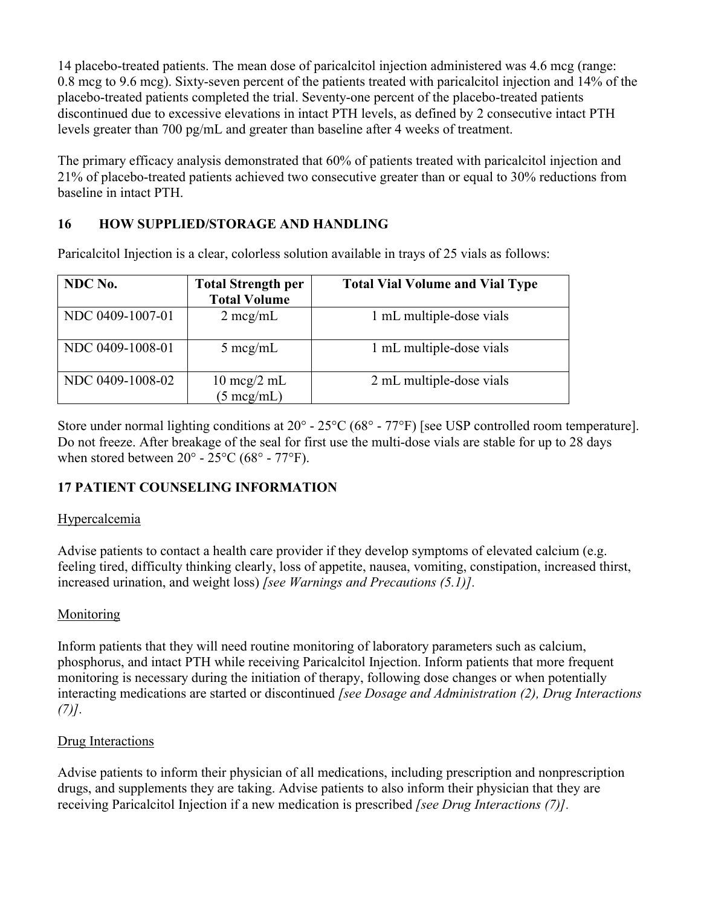14 placebo-treated patients. The mean dose of paricalcitol injection administered was 4.6 mcg (range: 0.8 mcg to 9.6 mcg). Sixty-seven percent of the patients treated with paricalcitol injection and 14% of the placebo-treated patients completed the trial. Seventy-one percent of the placebo-treated patients discontinued due to excessive elevations in intact PTH levels, as defined by 2 consecutive intact PTH levels greater than 700 pg/mL and greater than baseline after 4 weeks of treatment.

The primary efficacy analysis demonstrated that 60% of patients treated with paricalcitol injection and 21% of placebo-treated patients achieved two consecutive greater than or equal to 30% reductions from baseline in intact PTH.

## 16 HOW SUPPLIED/STORAGE AND HANDLING

Paricalcitol Injection is a clear, colorless solution available in trays of 25 vials as follows:

| NDC No. | Total Strength per Total Volume | Total Vial Volume and Vial Type |
|---|---|---|
| NDC 0409-1007-01 | 2 mcg/mL | 1 mL multiple-dose vials |
| NDC 0409-1008-01 | 5 mcg/mL | 1 mL multiple-dose vials |
| NDC 0409-1008-02 | 10 mcg/2 mL (5 mcg/mL) | 2 mL multiple-dose vials |

Store under normal lighting conditions at 20° - 25°C (68° - 77°F) [see USP controlled room temperature]. Do not freeze. After breakage of the seal for first use the multi-dose vials are stable for up to 28 days when stored between 20° - 25°C (68° - 77°F).

## 17 PATIENT COUNSELING INFORMATION

Hypercalcemia

Advise patients to contact a health care provider if they develop symptoms of elevated calcium (e.g. feeling tired, difficulty thinking clearly, loss of appetite, nausea, vomiting, constipation, increased thirst, increased urination, and weight loss) *[see Warnings and Precautions (5.1)].*

Monitoring

Inform patients that they will need routine monitoring of laboratory parameters such as calcium, phosphorus, and intact PTH while receiving Paricalcitol Injection. Inform patients that more frequent monitoring is necessary during the initiation of therapy, following dose changes or when potentially interacting medications are started or discontinued *[see Dosage and Administration (2), Drug Interactions (7)].*

Drug Interactions

Advise patients to inform their physician of all medications, including prescription and nonprescription drugs, and supplements they are taking. Advise patients to also inform their physician that they are receiving Paricalcitol Injection if a new medication is prescribed *[see Drug Interactions (7)].*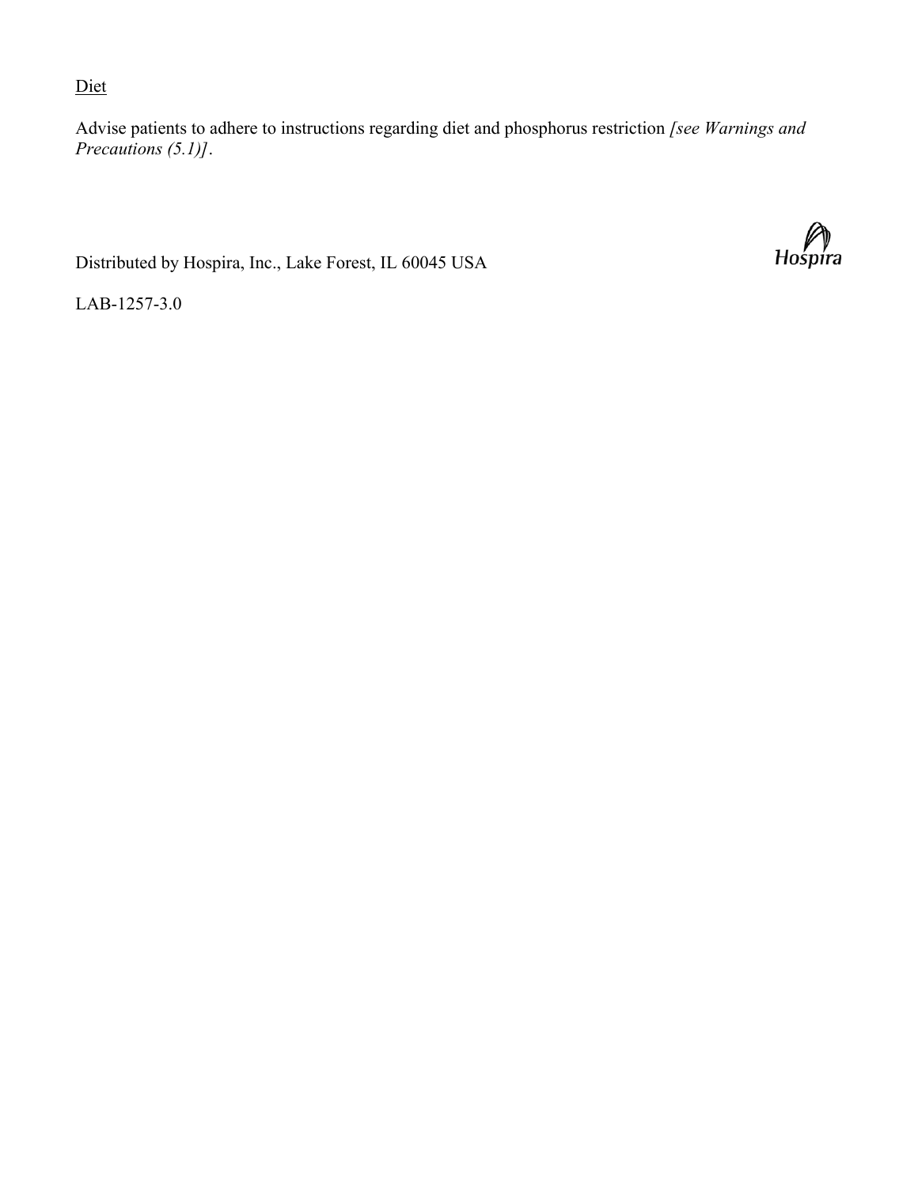Diet

Advise patients to adhere to instructions regarding diet and phosphorus restriction *[see Warnings and Precautions (5.1)]*.

Distributed by Hospira, Inc., Lake Forest, IL 60045 USA

LAB-1257-3.0